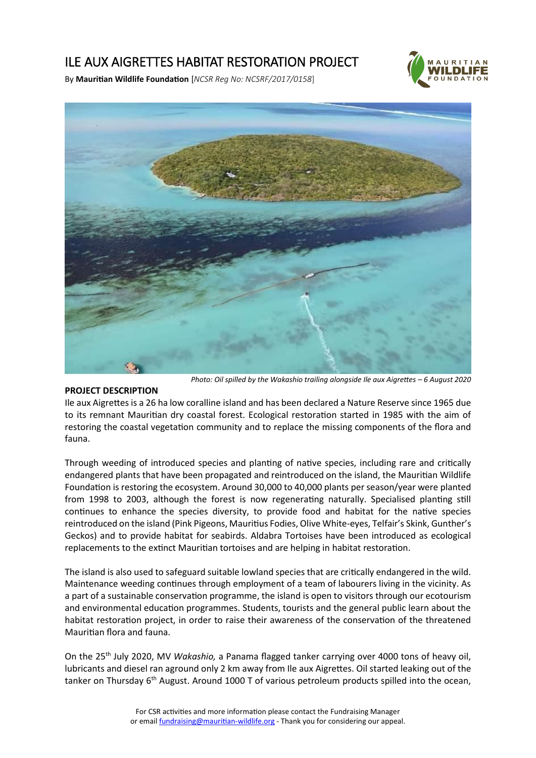# ILE AUX AIGRETTES HABITAT RESTORATION PROJECT

By **Mauritian Wildlife Foundation** [*NCSR Reg No: NCSRF/2017/0158*]

*Photo: Oil spilled by the Wakashio trailing alongside Ile aux Aigrettes – 6 August 2020*

**PROJECT DESCRIPTION**

Ile aux Aigrettes is a 26 ha low coralline island and has been declared a Nature Reserve since 1965 due to its remnant Mauritian dry coastal forest. Ecological restoration started in 1985 with the aim of restoring the coastal vegetation community and to replace the missing components of the flora and fauna.

Through weeding of introduced species and planting of native species, including rare and critically endangered plants that have been propagated and reintroduced on the island, the Mauritian Wildlife Foundation is restoring the ecosystem. Around 30,000 to 40,000 plants per season/year were planted from 1998 to 2003, although the forest is now regenerating naturally. Specialised planting still continues to enhance the species diversity, to provide food and habitat for the native species reintroduced on the island (Pink Pigeons, Mauritius Fodies, Olive White-eyes, Telfair's Skink, Gunther's Geckos) and to provide habitat for seabirds. Aldabra Tortoises have been introduced as ecological replacements to the extinct Mauritian tortoises and are helping in habitat restoration.

The island is also used to safeguard suitable lowland species that are critically endangered in the wild. Maintenance weeding continues through employment of a team of labourers living in the vicinity. As a part of a sustainable conservation programme, the island is open to visitors through our ecotourism and environmental education programmes. Students, tourists and the general public learn about the habitat restoration project, in order to raise their awareness of the conservation of the threatened Mauritian flora and fauna.

On the 25th July 2020, MV *Wakashio,* a Panama flagged tanker carrying over 4000 tons of heavy oil, lubricants and diesel ran aground only 2 km away from Ile aux Aigrettes. Oil started leaking out of the tanker on Thursday 6th August. Around 1000 T of various petroleum products spilled into the ocean,

For CSR activities and more information please contact the Fundraising Manager or email fundraising@mauritian-wildlife.org - Thank you for considering our appeal.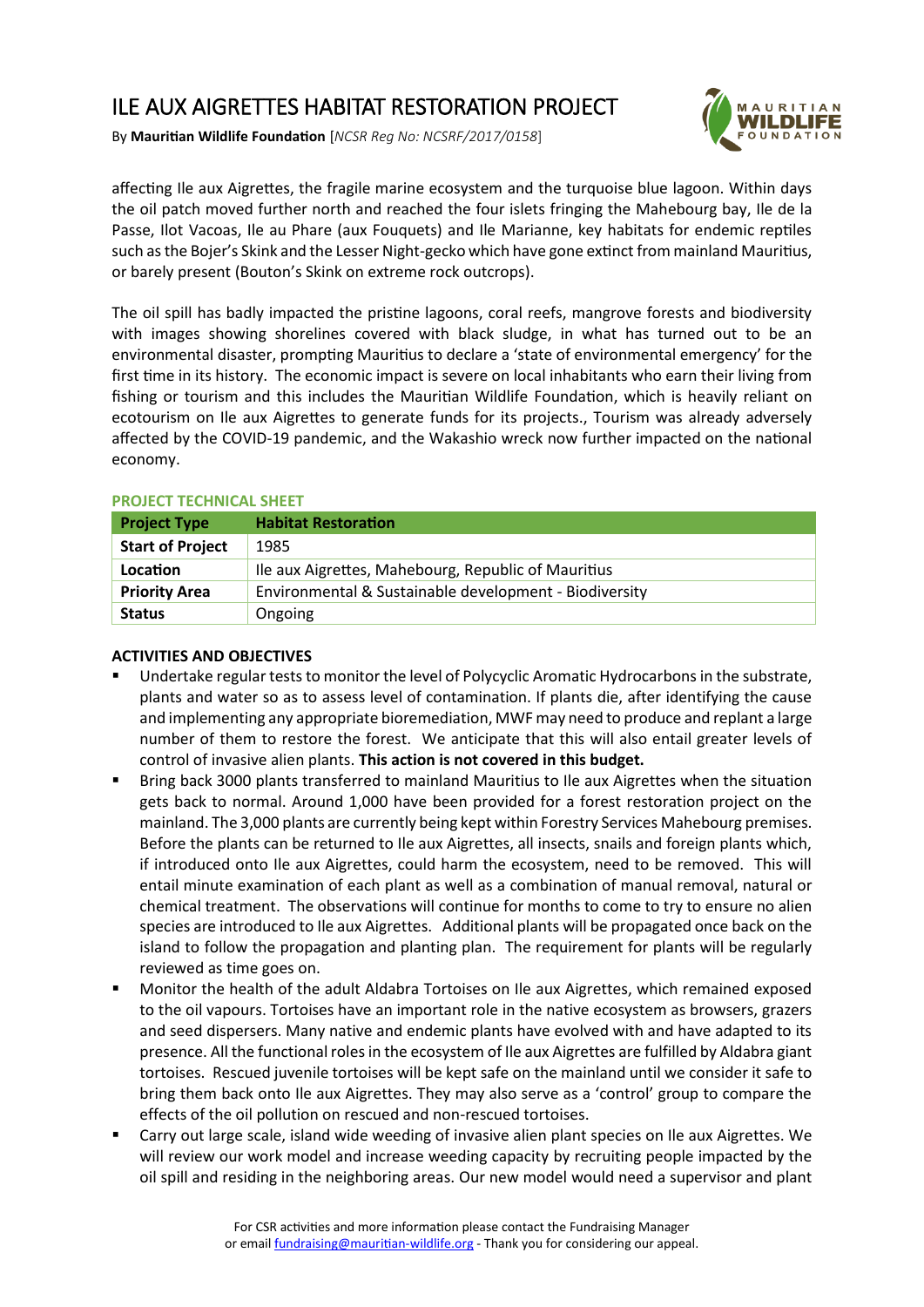affecting Ile aux Aigrettes, the fragile marine ecosystem and the turquoise blue lagoon. Within days the oil patch moved further north and reached the four islets fringing the Mahebourg bay, Ile de la Passe, Ilot Vacoas, Ile au Phare (aux Fouquets) and Ile Marianne, key habitats for endemic reptiles such as the Bojer's Skink and the Lesser Night-gecko which have gone extinct from mainland Mauritius, or barely present (Bouton's Skink on extreme rock outcrops).

The oil spill has badly impacted the pristine lagoons, coral reefs, mangrove forests and biodiversity with images showing shorelines covered with black sludge, in what has turned out to be an environmental disaster, prompting Mauritius to declare a 'state of environmental emergency' for the first time in its history. The economic impact is severe on local inhabitants who earn their living from fishing or tourism and this includes the Mauritian Wildlife Foundation, which is heavily reliant on ecotourism on Ile aux Aigrettes to generate funds for its projects., Tourism was already adversely affected by the COVID-19 pandemic, and the Wakashio wreck now further impacted on the national economy.

## PROJECT TECHNICAL SHEET

| Project Type | Habitat Restoration |
|---|---|
| **Start of Project** | 1985 |
| **Location** | Ile aux Aigrettes, Mahebourg, Republic of Mauritius |
| **Priority Area** | Environmental & Sustainable development - Biodiversity |
| **Status** | Ongoing |

## ACTIVITIES AND OBJECTIVES

- Undertake regular tests to monitor the level of Polycyclic Aromatic Hydrocarbons in the substrate, plants and water so as to assess level of contamination. If plants die, after identifying the cause and implementing any appropriate bioremediation, MWF may need to produce and replant a large number of them to restore the forest. We anticipate that this will also entail greater levels of control of invasive alien plants. **This action is not covered in this budget.**
- Bring back 3000 plants transferred to mainland Mauritius to Ile aux Aigrettes when the situation gets back to normal. Around 1,000 have been provided for a forest restoration project on the mainland. The 3,000 plants are currently being kept within Forestry Services Mahebourg premises. Before the plants can be returned to Ile aux Aigrettes, all insects, snails and foreign plants which, if introduced onto Ile aux Aigrettes, could harm the ecosystem, need to be removed. This will entail minute examination of each plant as well as a combination of manual removal, natural or chemical treatment. The observations will continue for months to come to try to ensure no alien species are introduced to Ile aux Aigrettes. Additional plants will be propagated once back on the island to follow the propagation and planting plan. The requirement for plants will be regularly reviewed as time goes on.
- Monitor the health of the adult Aldabra Tortoises on Ile aux Aigrettes, which remained exposed to the oil vapours. Tortoises have an important role in the native ecosystem as browsers, grazers and seed dispersers. Many native and endemic plants have evolved with and have adapted to its presence. All the functional roles in the ecosystem of Ile aux Aigrettes are fulfilled by Aldabra giant tortoises. Rescued juvenile tortoises will be kept safe on the mainland until we consider it safe to bring them back onto Ile aux Aigrettes. They may also serve as a 'control' group to compare the effects of the oil pollution on rescued and non-rescued tortoises.
- Carry out large scale, island wide weeding of invasive alien plant species on Ile aux Aigrettes. We will review our work model and increase weeding capacity by recruiting people impacted by the oil spill and residing in the neighboring areas. Our new model would need a supervisor and plant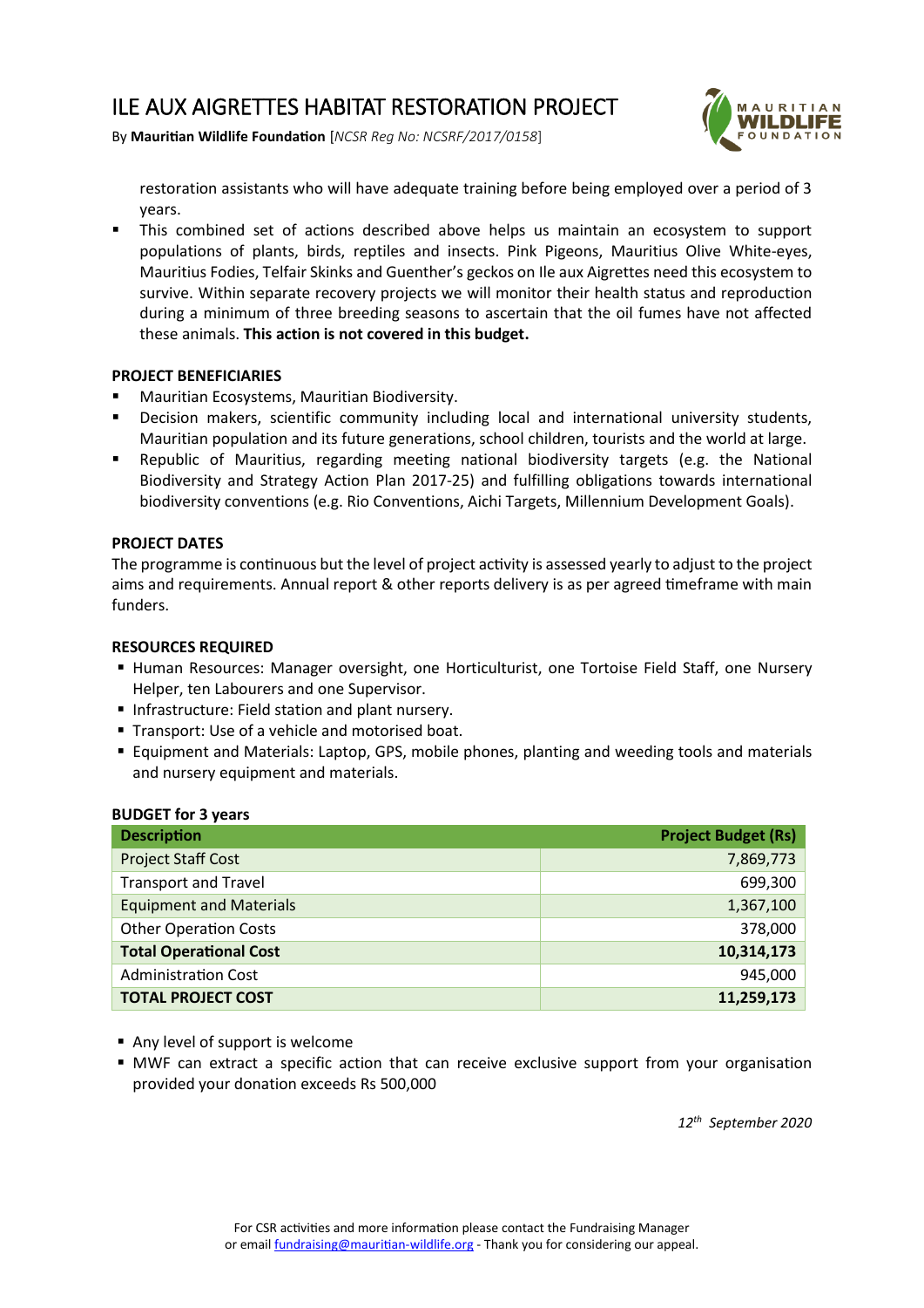restoration assistants who will have adequate training before being employed over a period of 3 years.

- This combined set of actions described above helps us maintain an ecosystem to support populations of plants, birds, reptiles and insects. Pink Pigeons, Mauritius Olive White-eyes, Mauritius Fodies, Telfair Skinks and Guenther's geckos on Ile aux Aigrettes need this ecosystem to survive. Within separate recovery projects we will monitor their health status and reproduction during a minimum of three breeding seasons to ascertain that the oil fumes have not affected these animals. **This action is not covered in this budget.**

**PROJECT BENEFICIARIES**

- Mauritian Ecosystems, Mauritian Biodiversity.
- Decision makers, scientific community including local and international university students, Mauritian population and its future generations, school children, tourists and the world at large.
- Republic of Mauritius, regarding meeting national biodiversity targets (e.g. the National Biodiversity and Strategy Action Plan 2017-25) and fulfilling obligations towards international biodiversity conventions (e.g. Rio Conventions, Aichi Targets, Millennium Development Goals).

**PROJECT DATES**

The programme is continuous but the level of project activity is assessed yearly to adjust to the project aims and requirements. Annual report & other reports delivery is as per agreed timeframe with main funders.

**RESOURCES REQUIRED**

- Human Resources: Manager oversight, one Horticulturist, one Tortoise Field Staff, one Nursery Helper, ten Labourers and one Supervisor.
- Infrastructure: Field station and plant nursery.
- Transport: Use of a vehicle and motorised boat.
- Equipment and Materials: Laptop, GPS, mobile phones, planting and weeding tools and materials and nursery equipment and materials.

**BUDGET for 3 years**

| Description | Project Budget (Rs) |
|---|---:|
| Project Staff Cost | 7,869,773 |
| Transport and Travel | 699,300 |
| Equipment and Materials | 1,367,100 |
| Other Operation Costs | 378,000 |
| **Total Operational Cost** | **10,314,173** |
| Administration Cost | 945,000 |
| **TOTAL PROJECT COST** | **11,259,173** |

- Any level of support is welcome
- MWF can extract a specific action that can receive exclusive support from your organisation provided your donation exceeds Rs 500,000

*12th September 2020*

For CSR activities and more information please contact the Fundraising Manager or email fundraising@mauritian-wildlife.org - Thank you for considering our appeal.